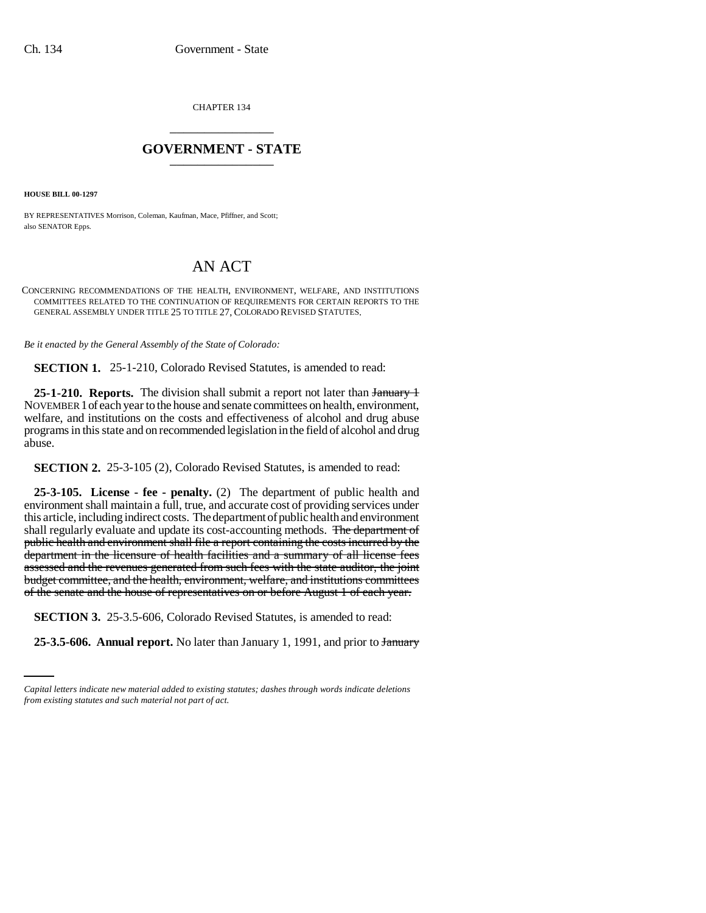CHAPTER 134

# GOVERNMENT - STATE

**HOUSE BILL 00-1297**

BY REPRESENTATIVES Morrison, Coleman, Kaufman, Mace, Pfiffner, and Scott;
also SENATOR Epps.

# AN ACT

CONCERNING RECOMMENDATIONS OF THE HEALTH, ENVIRONMENT, WELFARE, AND INSTITUTIONS COMMITTEES RELATED TO THE CONTINUATION OF REQUIREMENTS FOR CERTAIN REPORTS TO THE GENERAL ASSEMBLY UNDER TITLE 25 TO TITLE 27, COLORADO REVISED STATUTES.

*Be it enacted by the General Assembly of the State of Colorado:*

**SECTION 1.** 25-1-210, Colorado Revised Statutes, is amended to read:

**25-1-210. Reports.** The division shall submit a report not later than ~~January 1~~ NOVEMBER 1 of each year to the house and senate committees on health, environment, welfare, and institutions on the costs and effectiveness of alcohol and drug abuse programs in this state and on recommended legislation in the field of alcohol and drug abuse.

**SECTION 2.** 25-3-105 (2), Colorado Revised Statutes, is amended to read:

**25-3-105. License - fee - penalty.** (2) The department of public health and environment shall maintain a full, true, and accurate cost of providing services under this article, including indirect costs. The department of public health and environment shall regularly evaluate and update its cost-accounting methods. ~~The department of public health and environment shall file a report containing the costs incurred by the department in the licensure of health facilities and a summary of all license fees assessed and the revenues generated from such fees with the state auditor, the joint budget committee, and the health, environment, welfare, and institutions committees of the senate and the house of representatives on or before August 1 of each year.~~

**SECTION 3.** 25-3.5-606, Colorado Revised Statutes, is amended to read:

**25-3.5-606. Annual report.** No later than January 1, 1991, and prior to ~~January~~

*Capital letters indicate new material added to existing statutes; dashes through words indicate deletions from existing statutes and such material not part of act.*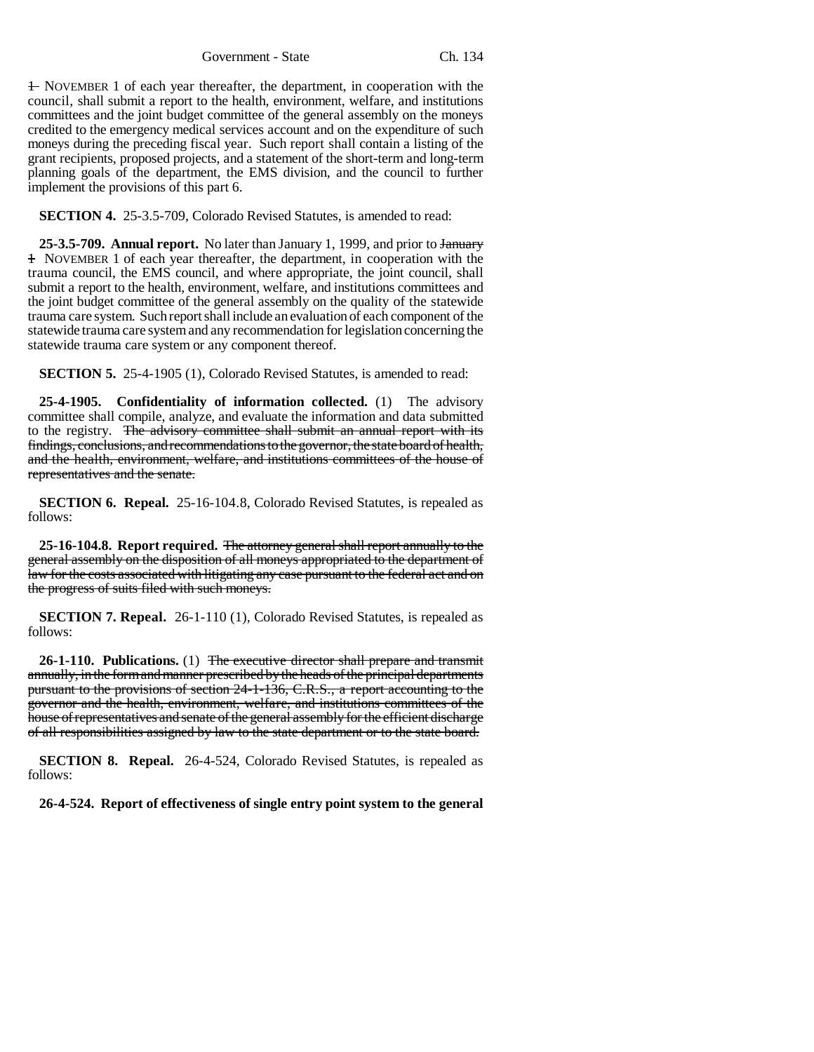~~1~~ NOVEMBER 1 of each year thereafter, the department, in cooperation with the council, shall submit a report to the health, environment, welfare, and institutions committees and the joint budget committee of the general assembly on the moneys credited to the emergency medical services account and on the expenditure of such moneys during the preceding fiscal year. Such report shall contain a listing of the grant recipients, proposed projects, and a statement of the short-term and long-term planning goals of the department, the EMS division, and the council to further implement the provisions of this part 6.

**SECTION 4.** 25-3.5-709, Colorado Revised Statutes, is amended to read:

**25-3.5-709. Annual report.** No later than January 1, 1999, and prior to ~~January 1~~ NOVEMBER 1 of each year thereafter, the department, in cooperation with the trauma council, the EMS council, and where appropriate, the joint council, shall submit a report to the health, environment, welfare, and institutions committees and the joint budget committee of the general assembly on the quality of the statewide trauma care system. Such report shall include an evaluation of each component of the statewide trauma care system and any recommendation for legislation concerning the statewide trauma care system or any component thereof.

**SECTION 5.** 25-4-1905 (1), Colorado Revised Statutes, is amended to read:

**25-4-1905. Confidentiality of information collected.** (1) The advisory committee shall compile, analyze, and evaluate the information and data submitted to the registry. ~~The advisory committee shall submit an annual report with its findings, conclusions, and recommendations to the governor, the state board of health, and the health, environment, welfare, and institutions committees of the house of representatives and the senate.~~

**SECTION 6. Repeal.** 25-16-104.8, Colorado Revised Statutes, is repealed as follows:

**25-16-104.8. Report required.** ~~The attorney general shall report annually to the general assembly on the disposition of all moneys appropriated to the department of law for the costs associated with litigating any case pursuant to the federal act and on the progress of suits filed with such moneys.~~

**SECTION 7. Repeal.** 26-1-110 (1), Colorado Revised Statutes, is repealed as follows:

**26-1-110. Publications.** (1) ~~The executive director shall prepare and transmit annually, in the form and manner prescribed by the heads of the principal departments pursuant to the provisions of section 24-1-136, C.R.S., a report accounting to the governor and the health, environment, welfare, and institutions committees of the house of representatives and senate of the general assembly for the efficient discharge of all responsibilities assigned by law to the state department or to the state board.~~

**SECTION 8. Repeal.** 26-4-524, Colorado Revised Statutes, is repealed as follows:

**26-4-524. Report of effectiveness of single entry point system to the general**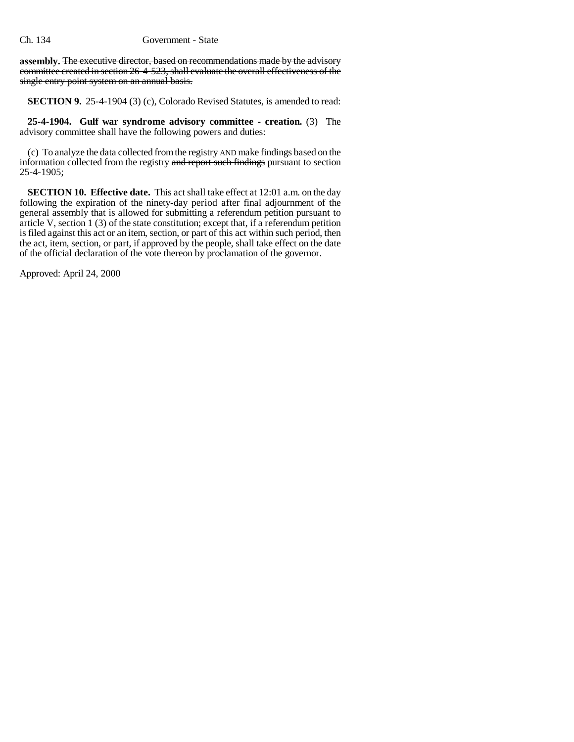**assembly.** ~~The executive director, based on recommendations made by the advisory committee created in section 26-4-523, shall evaluate the overall effectiveness of the single entry point system on an annual basis.~~

**SECTION 9.** 25-4-1904 (3) (c), Colorado Revised Statutes, is amended to read:

**25-4-1904. Gulf war syndrome advisory committee - creation.** (3) The advisory committee shall have the following powers and duties:

(c) To analyze the data collected from the registry AND make findings based on the information collected from the registry ~~and report such findings~~ pursuant to section 25-4-1905;

**SECTION 10. Effective date.** This act shall take effect at 12:01 a.m. on the day following the expiration of the ninety-day period after final adjournment of the general assembly that is allowed for submitting a referendum petition pursuant to article V, section 1 (3) of the state constitution; except that, if a referendum petition is filed against this act or an item, section, or part of this act within such period, then the act, item, section, or part, if approved by the people, shall take effect on the date of the official declaration of the vote thereon by proclamation of the governor.

Approved: April 24, 2000